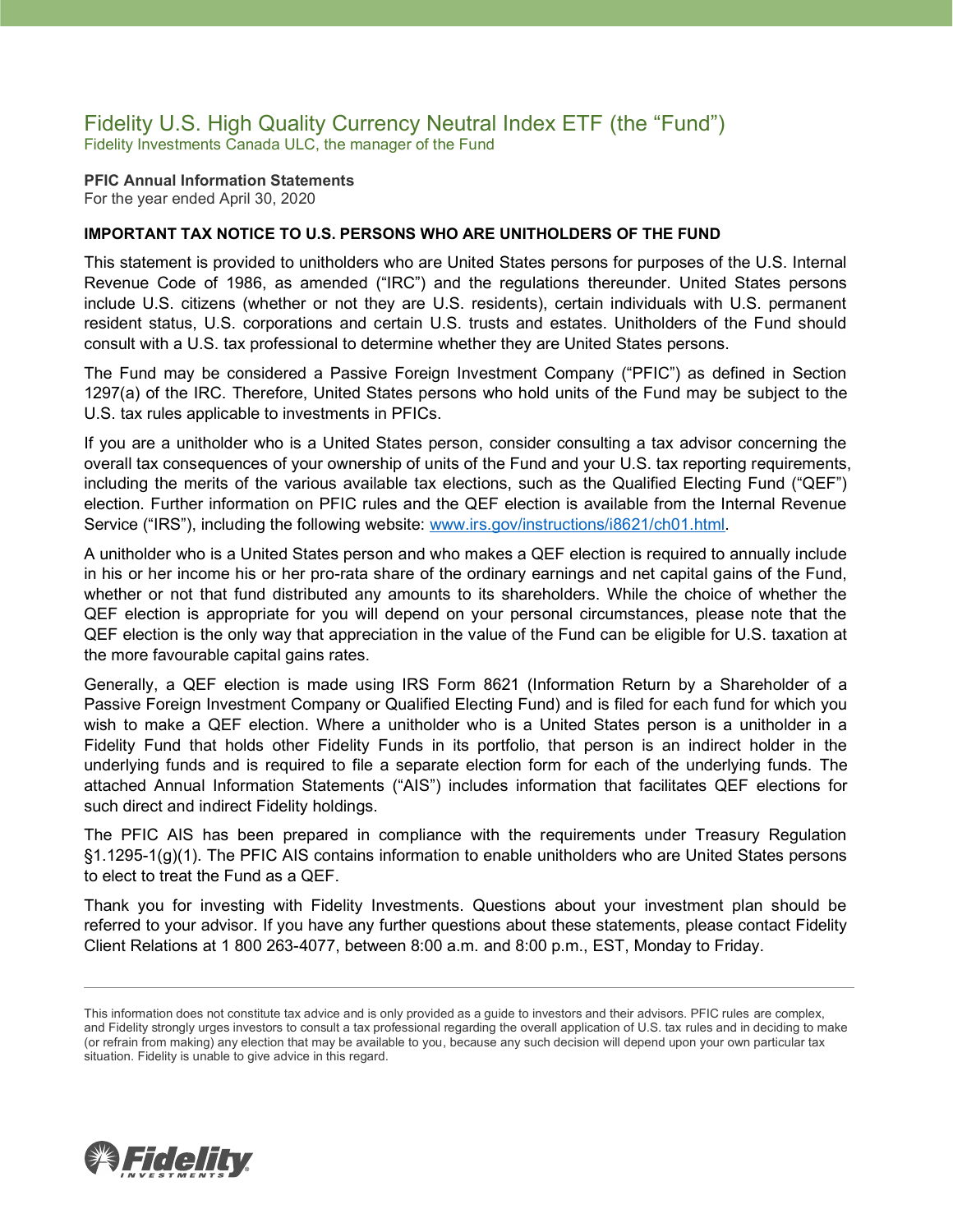# Fidelity U.S. High Quality Currency Neutral Index ETF (the "Fund")

Fidelity Investments Canada ULC, the manager of the Fund

**PFIC Annual Information Statements**

For the year ended April 30, 2020

**IMPORTANT TAX NOTICE TO U.S. PERSONS WHO ARE UNITHOLDERS OF THE FUND**

This statement is provided to unitholders who are United States persons for purposes of the U.S. Internal Revenue Code of 1986, as amended ("IRC") and the regulations thereunder. United States persons include U.S. citizens (whether or not they are U.S. residents), certain individuals with U.S. permanent resident status, U.S. corporations and certain U.S. trusts and estates. Unitholders of the Fund should consult with a U.S. tax professional to determine whether they are United States persons.

The Fund may be considered a Passive Foreign Investment Company ("PFIC") as defined in Section 1297(a) of the IRC. Therefore, United States persons who hold units of the Fund may be subject to the U.S. tax rules applicable to investments in PFICs.

If you are a unitholder who is a United States person, consider consulting a tax advisor concerning the overall tax consequences of your ownership of units of the Fund and your U.S. tax reporting requirements, including the merits of the various available tax elections, such as the Qualified Electing Fund ("QEF") election. Further information on PFIC rules and the QEF election is available from the Internal Revenue Service ("IRS"), including the following website: [www.irs.gov/instructions/i8621/ch01.html](http://www.irs.gov/instructions/i8621/ch01.html).

A unitholder who is a United States person and who makes a QEF election is required to annually include in his or her income his or her pro-rata share of the ordinary earnings and net capital gains of the Fund, whether or not that fund distributed any amounts to its shareholders. While the choice of whether the QEF election is appropriate for you will depend on your personal circumstances, please note that the QEF election is the only way that appreciation in the value of the Fund can be eligible for U.S. taxation at the more favourable capital gains rates.

Generally, a QEF election is made using IRS Form 8621 (Information Return by a Shareholder of a Passive Foreign Investment Company or Qualified Electing Fund) and is filed for each fund for which you wish to make a QEF election. Where a unitholder who is a United States person is a unitholder in a Fidelity Fund that holds other Fidelity Funds in its portfolio, that person is an indirect holder in the underlying funds and is required to file a separate election form for each of the underlying funds. The attached Annual Information Statements ("AIS") includes information that facilitates QEF elections for such direct and indirect Fidelity holdings.

The PFIC AIS has been prepared in compliance with the requirements under Treasury Regulation §1.1295-1(g)(1). The PFIC AIS contains information to enable unitholders who are United States persons to elect to treat the Fund as a QEF.

Thank you for investing with Fidelity Investments. Questions about your investment plan should be referred to your advisor. If you have any further questions about these statements, please contact Fidelity Client Relations at 1 800 263-4077, between 8:00 a.m. and 8:00 p.m., EST, Monday to Friday.

---

This information does not constitute tax advice and is only provided as a guide to investors and their advisors. PFIC rules are complex, and Fidelity strongly urges investors to consult a tax professional regarding the overall application of U.S. tax rules and in deciding to make (or refrain from making) any election that may be available to you, because any such decision will depend upon your own particular tax situation. Fidelity is unable to give advice in this regard.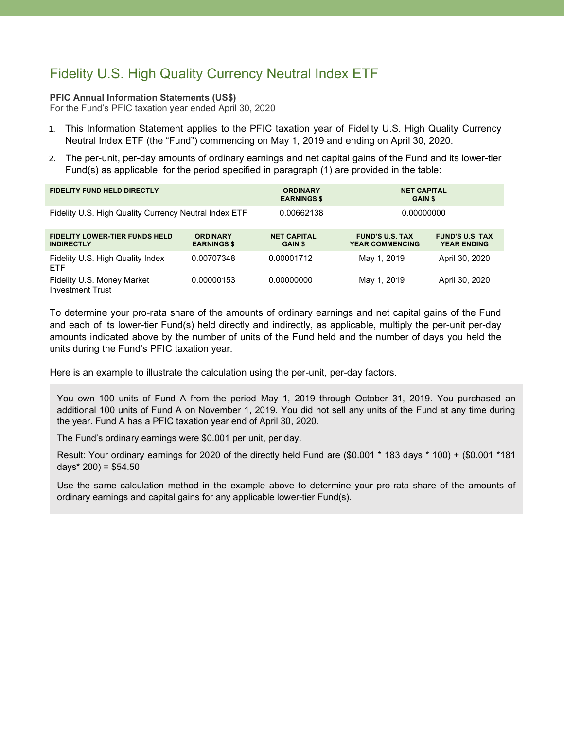# Fidelity U.S. High Quality Currency Neutral Index ETF

**PFIC Annual Information Statements (US$)**
For the Fund's PFIC taxation year ended April 30, 2020

1. This Information Statement applies to the PFIC taxation year of Fidelity U.S. High Quality Currency Neutral Index ETF (the "Fund") commencing on May 1, 2019 and ending on April 30, 2020.
2. The per-unit, per-day amounts of ordinary earnings and net capital gains of the Fund and its lower-tier Fund(s) as applicable, for the period specified in paragraph (1) are provided in the table:

| FIDELITY FUND HELD DIRECTLY | ORDINARY EARNINGS $ | NET CAPITAL GAIN $ |
|---|---|---|
| Fidelity U.S. High Quality Currency Neutral Index ETF | 0.00662138 | 0.00000000 |

| FIDELITY LOWER-TIER FUNDS HELD INDIRECTLY | ORDINARY EARNINGS $ | NET CAPITAL GAIN $ | FUND'S U.S. TAX YEAR COMMENCING | FUND'S U.S. TAX YEAR ENDING |
|---|---|---|---|---|
| Fidelity U.S. High Quality Index ETF | 0.00707348 | 0.00001712 | May 1, 2019 | April 30, 2020 |
| Fidelity U.S. Money Market Investment Trust | 0.00000153 | 0.00000000 | May 1, 2019 | April 30, 2020 |

To determine your pro-rata share of the amounts of ordinary earnings and net capital gains of the Fund and each of its lower-tier Fund(s) held directly and indirectly, as applicable, multiply the per-unit per-day amounts indicated above by the number of units of the Fund held and the number of days you held the units during the Fund's PFIC taxation year.

Here is an example to illustrate the calculation using the per-unit, per-day factors.

> You own 100 units of Fund A from the period May 1, 2019 through October 31, 2019. You purchased an additional 100 units of Fund A on November 1, 2019. You did not sell any units of the Fund at any time during the year. Fund A has a PFIC taxation year end of April 30, 2020.
>
> The Fund's ordinary earnings were $0.001 per unit, per day.
>
> Result: Your ordinary earnings for 2020 of the directly held Fund are ($0.001 * 183 days * 100) + ($0.001 *181 days* 200) = $54.50
>
> Use the same calculation method in the example above to determine your pro-rata share of the amounts of ordinary earnings and capital gains for any applicable lower-tier Fund(s).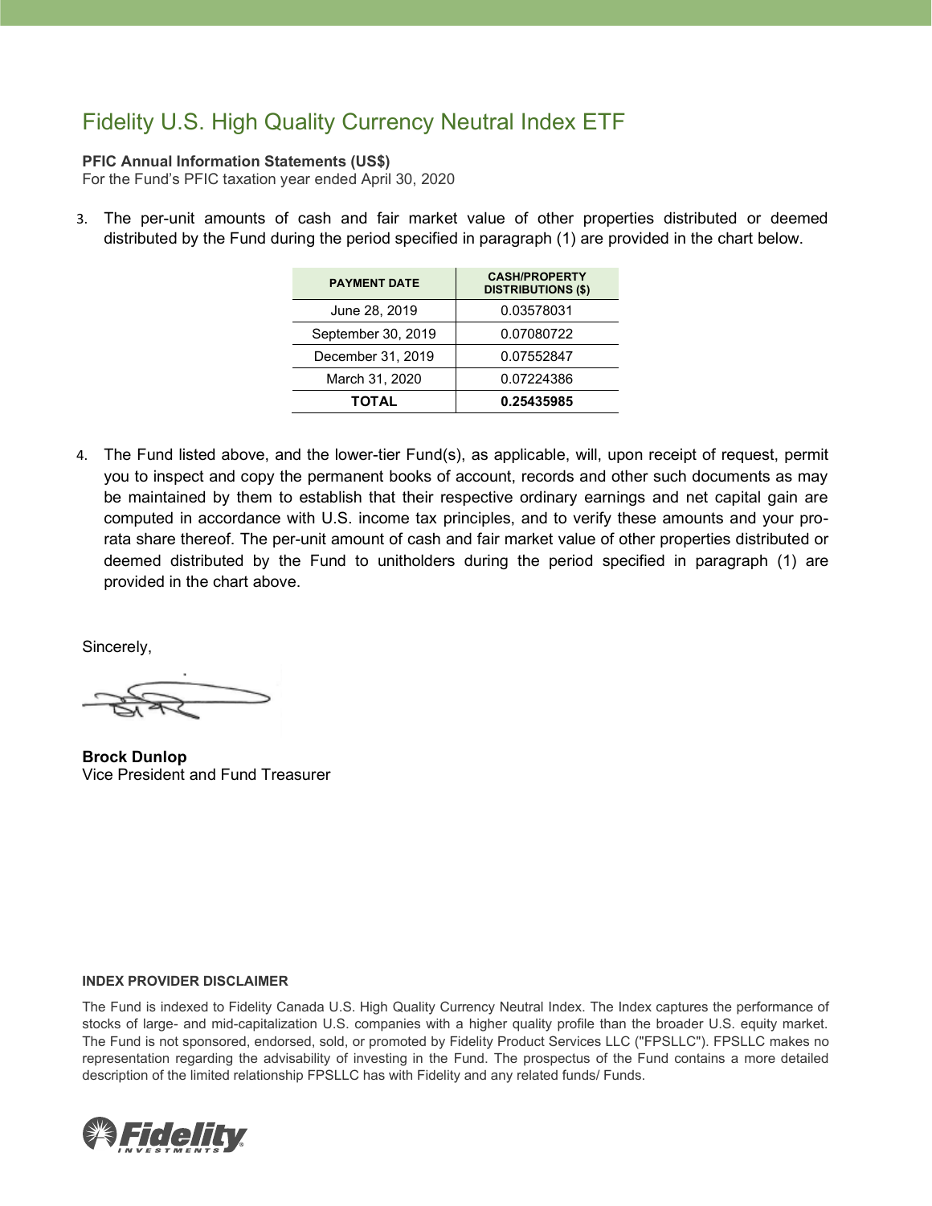# Fidelity U.S. High Quality Currency Neutral Index ETF

**PFIC Annual Information Statements (US$)**
For the Fund's PFIC taxation year ended April 30, 2020

3. The per-unit amounts of cash and fair market value of other properties distributed or deemed distributed by the Fund during the period specified in paragraph (1) are provided in the chart below.

| PAYMENT DATE | CASH/PROPERTY DISTRIBUTIONS ($) |
|---|---|
| June 28, 2019 | 0.03578031 |
| September 30, 2019 | 0.07080722 |
| December 31, 2019 | 0.07552847 |
| March 31, 2020 | 0.07224386 |
| **TOTAL** | **0.25435985** |

4. The Fund listed above, and the lower-tier Fund(s), as applicable, will, upon receipt of request, permit you to inspect and copy the permanent books of account, records and other such documents as may be maintained by them to establish that their respective ordinary earnings and net capital gain are computed in accordance with U.S. income tax principles, and to verify these amounts and your pro-rata share thereof. The per-unit amount of cash and fair market value of other properties distributed or deemed distributed by the Fund to unitholders during the period specified in paragraph (1) are provided in the chart above.

Sincerely,

**Brock Dunlop**
Vice President and Fund Treasurer

**INDEX PROVIDER DISCLAIMER**

The Fund is indexed to Fidelity Canada U.S. High Quality Currency Neutral Index. The Index captures the performance of stocks of large- and mid-capitalization U.S. companies with a higher quality profile than the broader U.S. equity market. The Fund is not sponsored, endorsed, sold, or promoted by Fidelity Product Services LLC ("FPSLLC"). FPSLLC makes no representation regarding the advisability of investing in the Fund. The prospectus of the Fund contains a more detailed description of the limited relationship FPSLLC has with Fidelity and any related funds/ Funds.

Fidelity INVESTMENTS